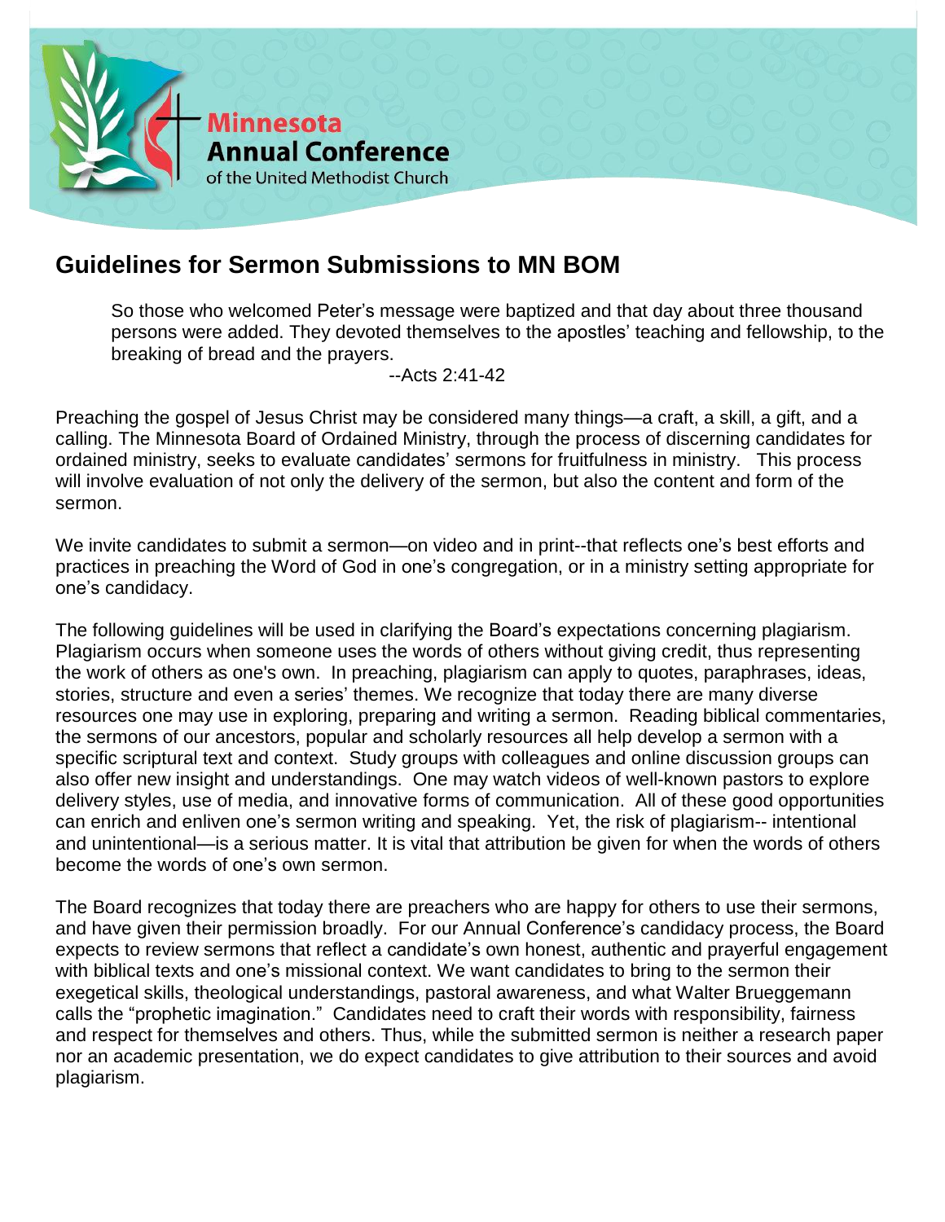Minnesota
Annual Conference
of the United Methodist Church

# Guidelines for Sermon Submissions to MN BOM

> So those who welcomed Peter's message were baptized and that day about three thousand persons were added. They devoted themselves to the apostles' teaching and fellowship, to the breaking of bread and the prayers.
>
> --Acts 2:41-42

Preaching the gospel of Jesus Christ may be considered many things—a craft, a skill, a gift, and a calling. The Minnesota Board of Ordained Ministry, through the process of discerning candidates for ordained ministry, seeks to evaluate candidates' sermons for fruitfulness in ministry. This process will involve evaluation of not only the delivery of the sermon, but also the content and form of the sermon.

We invite candidates to submit a sermon—on video and in print--that reflects one's best efforts and practices in preaching the Word of God in one's congregation, or in a ministry setting appropriate for one's candidacy.

The following guidelines will be used in clarifying the Board's expectations concerning plagiarism. Plagiarism occurs when someone uses the words of others without giving credit, thus representing the work of others as one's own. In preaching, plagiarism can apply to quotes, paraphrases, ideas, stories, structure and even a series' themes. We recognize that today there are many diverse resources one may use in exploring, preparing and writing a sermon. Reading biblical commentaries, the sermons of our ancestors, popular and scholarly resources all help develop a sermon with a specific scriptural text and context. Study groups with colleagues and online discussion groups can also offer new insight and understandings. One may watch videos of well-known pastors to explore delivery styles, use of media, and innovative forms of communication. All of these good opportunities can enrich and enliven one's sermon writing and speaking. Yet, the risk of plagiarism-- intentional and unintentional—is a serious matter. It is vital that attribution be given for when the words of others become the words of one's own sermon.

The Board recognizes that today there are preachers who are happy for others to use their sermons, and have given their permission broadly. For our Annual Conference's candidacy process, the Board expects to review sermons that reflect a candidate's own honest, authentic and prayerful engagement with biblical texts and one's missional context. We want candidates to bring to the sermon their exegetical skills, theological understandings, pastoral awareness, and what Walter Brueggemann calls the "prophetic imagination." Candidates need to craft their words with responsibility, fairness and respect for themselves and others. Thus, while the submitted sermon is neither a research paper nor an academic presentation, we do expect candidates to give attribution to their sources and avoid plagiarism.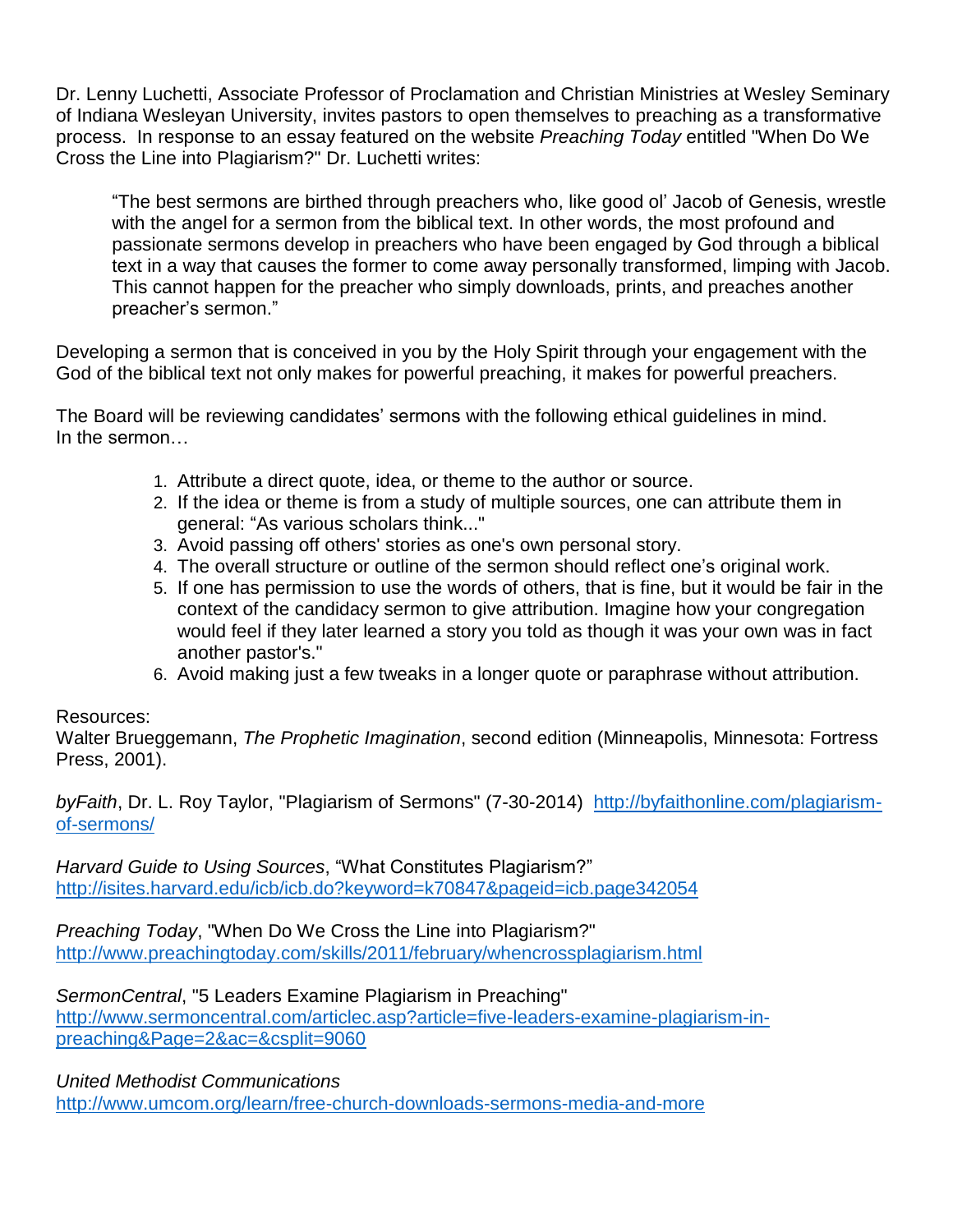Dr. Lenny Luchetti, Associate Professor of Proclamation and Christian Ministries at Wesley Seminary of Indiana Wesleyan University, invites pastors to open themselves to preaching as a transformative process. In response to an essay featured on the website *Preaching Today* entitled "When Do We Cross the Line into Plagiarism?" Dr. Luchetti writes:

> "The best sermons are birthed through preachers who, like good ol' Jacob of Genesis, wrestle with the angel for a sermon from the biblical text. In other words, the most profound and passionate sermons develop in preachers who have been engaged by God through a biblical text in a way that causes the former to come away personally transformed, limping with Jacob. This cannot happen for the preacher who simply downloads, prints, and preaches another preacher's sermon."

Developing a sermon that is conceived in you by the Holy Spirit through your engagement with the God of the biblical text not only makes for powerful preaching, it makes for powerful preachers.

The Board will be reviewing candidates' sermons with the following ethical guidelines in mind. In the sermon…

1. Attribute a direct quote, idea, or theme to the author or source.
2. If the idea or theme is from a study of multiple sources, one can attribute them in general: "As various scholars think..."
3. Avoid passing off others' stories as one's own personal story.
4. The overall structure or outline of the sermon should reflect one's original work.
5. If one has permission to use the words of others, that is fine, but it would be fair in the context of the candidacy sermon to give attribution. Imagine how your congregation would feel if they later learned a story you told as though it was your own was in fact another pastor's."
6. Avoid making just a few tweaks in a longer quote or paraphrase without attribution.

Resources:
Walter Brueggemann, *The Prophetic Imagination*, second edition (Minneapolis, Minnesota: Fortress Press, 2001).

*byFaith*, Dr. L. Roy Taylor, "Plagiarism of Sermons" (7-30-2014) http://byfaithonline.com/plagiarism-of-sermons/

*Harvard Guide to Using Sources*, "What Constitutes Plagiarism?"
http://isites.harvard.edu/icb/icb.do?keyword=k70847&pageid=icb.page342054

*Preaching Today*, "When Do We Cross the Line into Plagiarism?"
http://www.preachingtoday.com/skills/2011/february/whencrossplagiarism.html

*SermonCentral*, "5 Leaders Examine Plagiarism in Preaching"
http://www.sermoncentral.com/articlec.asp?article=five-leaders-examine-plagiarism-in-preaching&Page=2&ac=&csplit=9060

*United Methodist Communications*
http://www.umcom.org/learn/free-church-downloads-sermons-media-and-more